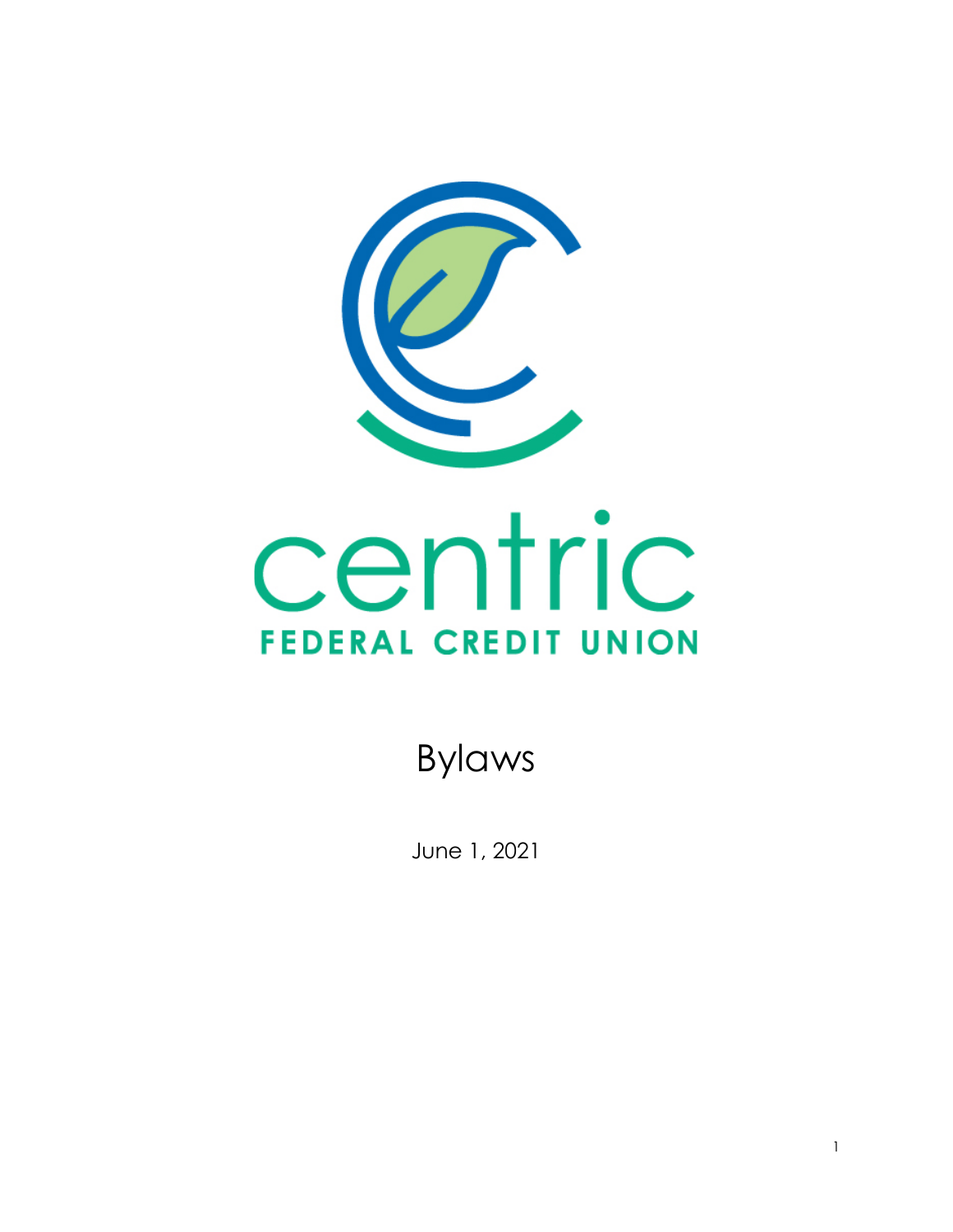centric

FEDERAL CREDIT UNION

# Bylaws

June 1, 2021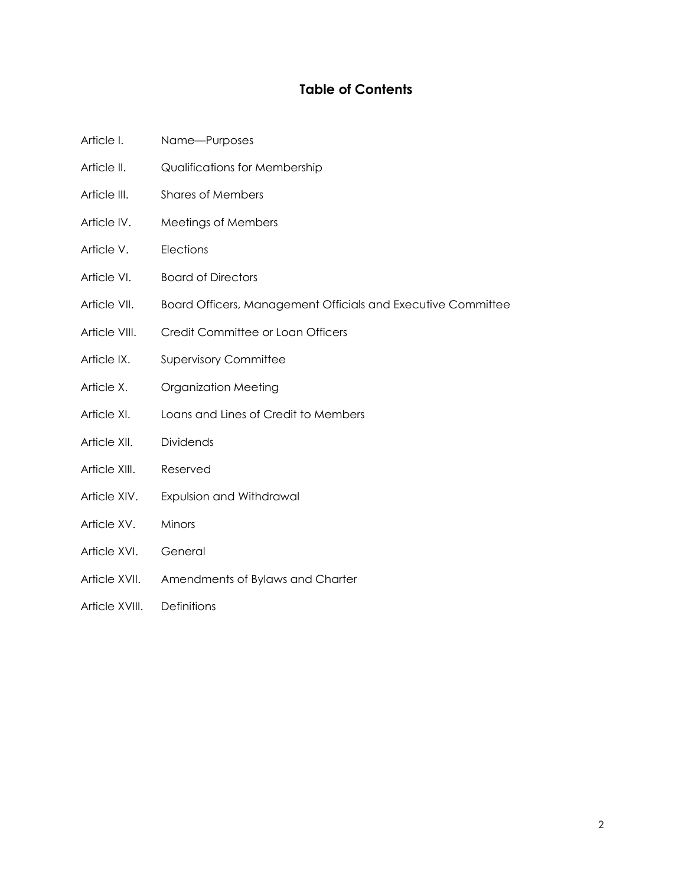## Table of Contents

| | |
|---|---|
| Article I. | Name—Purposes |
| Article II. | Qualifications for Membership |
| Article III. | Shares of Members |
| Article IV. | Meetings of Members |
| Article V. | Elections |
| Article VI. | Board of Directors |
| Article VII. | Board Officers, Management Officials and Executive Committee |
| Article VIII. | Credit Committee or Loan Officers |
| Article IX. | Supervisory Committee |
| Article X. | Organization Meeting |
| Article XI. | Loans and Lines of Credit to Members |
| Article XII. | Dividends |
| Article XIII. | Reserved |
| Article XIV. | Expulsion and Withdrawal |
| Article XV. | Minors |
| Article XVI. | General |
| Article XVII. | Amendments of Bylaws and Charter |
| Article XVIII. | Definitions |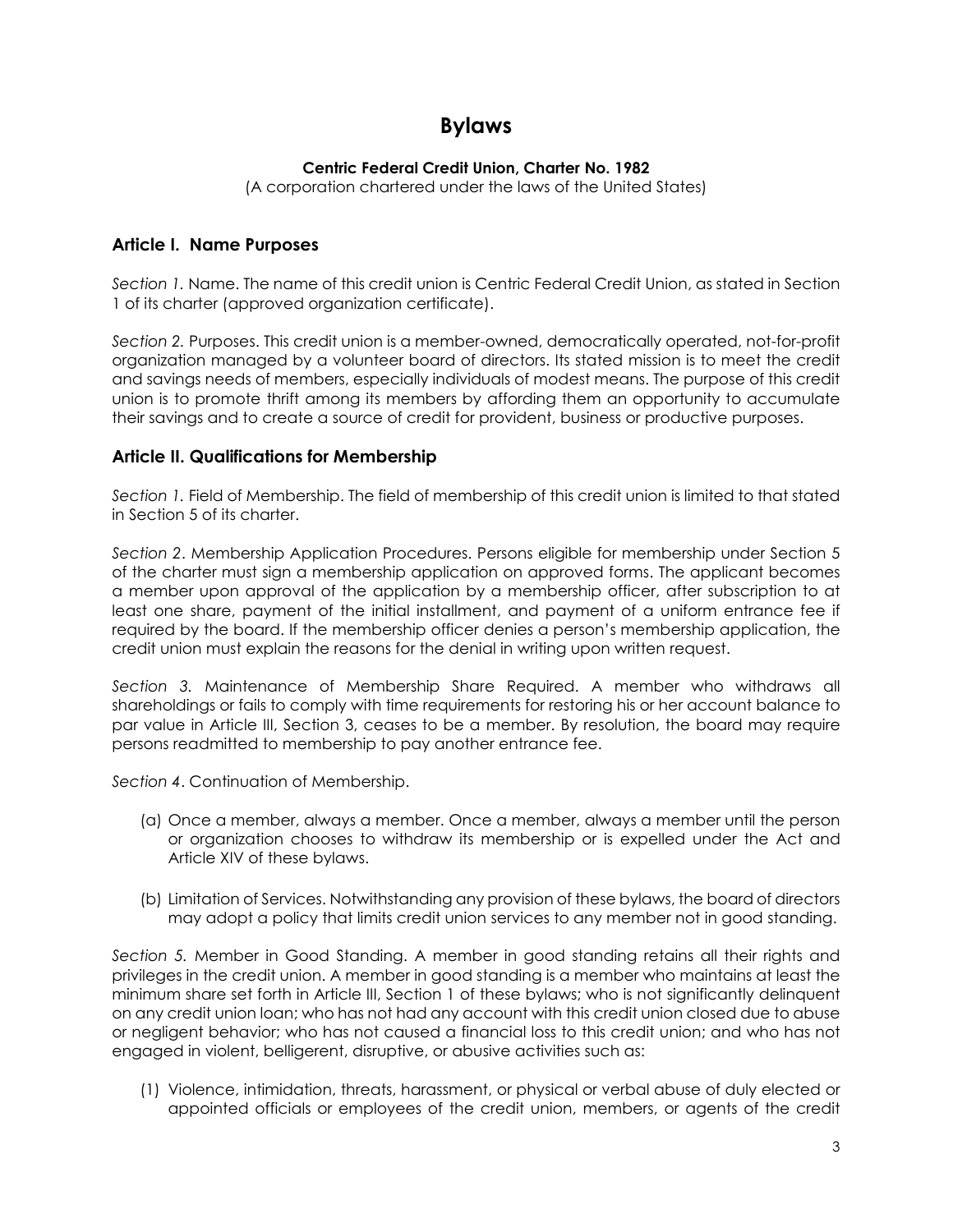# Bylaws

**Centric Federal Credit Union, Charter No. 1982**

(A corporation chartered under the laws of the United States)

## Article I. Name Purposes

*Section 1.* Name. The name of this credit union is Centric Federal Credit Union, as stated in Section 1 of its charter (approved organization certificate).

*Section 2.* Purposes. This credit union is a member-owned, democratically operated, not-for-profit organization managed by a volunteer board of directors. Its stated mission is to meet the credit and savings needs of members, especially individuals of modest means. The purpose of this credit union is to promote thrift among its members by affording them an opportunity to accumulate their savings and to create a source of credit for provident, business or productive purposes.

## Article II. Qualifications for Membership

*Section 1.* Field of Membership. The field of membership of this credit union is limited to that stated in Section 5 of its charter.

*Section 2*. Membership Application Procedures. Persons eligible for membership under Section 5 of the charter must sign a membership application on approved forms. The applicant becomes a member upon approval of the application by a membership officer, after subscription to at least one share, payment of the initial installment, and payment of a uniform entrance fee if required by the board. If the membership officer denies a person's membership application, the credit union must explain the reasons for the denial in writing upon written request.

*Section 3.* Maintenance of Membership Share Required. A member who withdraws all shareholdings or fails to comply with time requirements for restoring his or her account balance to par value in Article III, Section 3, ceases to be a member. By resolution, the board may require persons readmitted to membership to pay another entrance fee.

*Section 4*. Continuation of Membership.

(a) Once a member, always a member. Once a member, always a member until the person or organization chooses to withdraw its membership or is expelled under the Act and Article XIV of these bylaws.

(b) Limitation of Services. Notwithstanding any provision of these bylaws, the board of directors may adopt a policy that limits credit union services to any member not in good standing.

*Section 5.* Member in Good Standing. A member in good standing retains all their rights and privileges in the credit union. A member in good standing is a member who maintains at least the minimum share set forth in Article III, Section 1 of these bylaws; who is not significantly delinquent on any credit union loan; who has not had any account with this credit union closed due to abuse or negligent behavior; who has not caused a financial loss to this credit union; and who has not engaged in violent, belligerent, disruptive, or abusive activities such as:

(1) Violence, intimidation, threats, harassment, or physical or verbal abuse of duly elected or appointed officials or employees of the credit union, members, or agents of the credit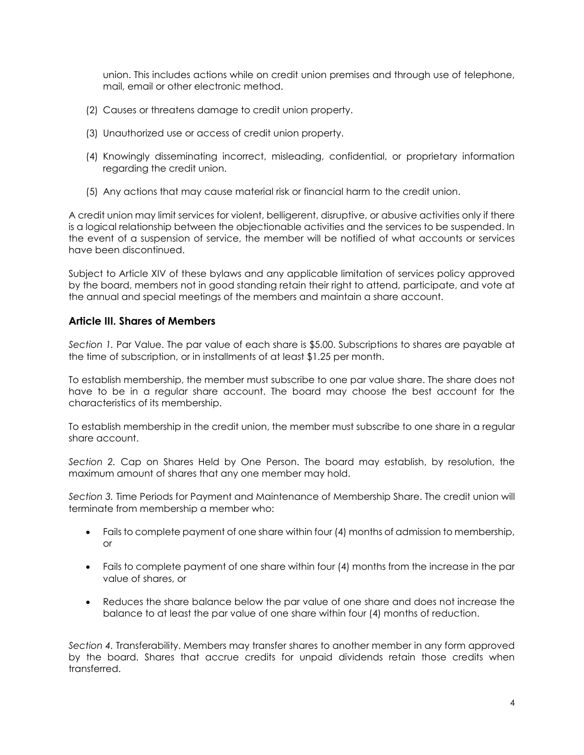union. This includes actions while on credit union premises and through use of telephone, mail, email or other electronic method.

(2) Causes or threatens damage to credit union property.

(3) Unauthorized use or access of credit union property.

(4) Knowingly disseminating incorrect, misleading, confidential, or proprietary information regarding the credit union.

(5) Any actions that may cause material risk or financial harm to the credit union.

A credit union may limit services for violent, belligerent, disruptive, or abusive activities only if there is a logical relationship between the objectionable activities and the services to be suspended. In the event of a suspension of service, the member will be notified of what accounts or services have been discontinued.

Subject to Article XIV of these bylaws and any applicable limitation of services policy approved by the board, members not in good standing retain their right to attend, participate, and vote at the annual and special meetings of the members and maintain a share account.

### Article III. Shares of Members

*Section 1.* Par Value. The par value of each share is $5.00. Subscriptions to shares are payable at the time of subscription, or in installments of at least $1.25 per month.

To establish membership, the member must subscribe to one par value share. The share does not have to be in a regular share account. The board may choose the best account for the characteristics of its membership.

To establish membership in the credit union, the member must subscribe to one share in a regular share account.

*Section 2.* Cap on Shares Held by One Person. The board may establish, by resolution, the maximum amount of shares that any one member may hold.

*Section 3.* Time Periods for Payment and Maintenance of Membership Share. The credit union will terminate from membership a member who:

- Fails to complete payment of one share within four (4) months of admission to membership, or
- Fails to complete payment of one share within four (4) months from the increase in the par value of shares, or
- Reduces the share balance below the par value of one share and does not increase the balance to at least the par value of one share within four (4) months of reduction.

*Section 4.* Transferability. Members may transfer shares to another member in any form approved by the board. Shares that accrue credits for unpaid dividends retain those credits when transferred.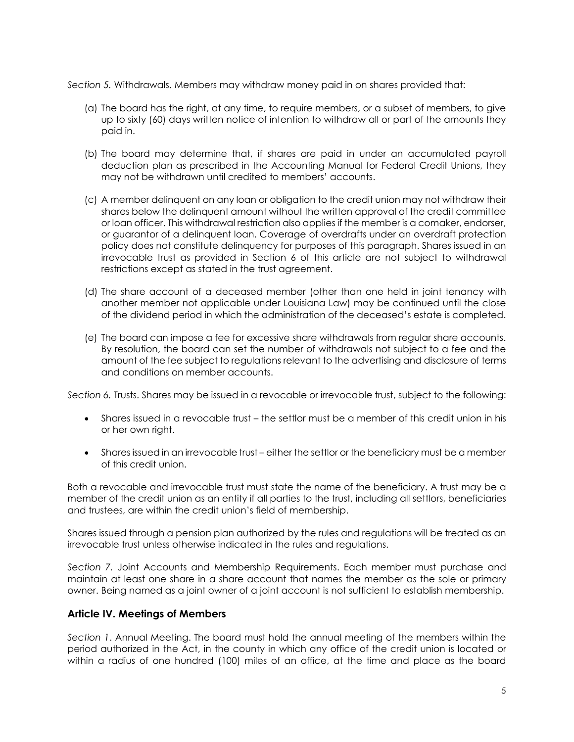*Section 5.* Withdrawals. Members may withdraw money paid in on shares provided that:

(a) The board has the right, at any time, to require members, or a subset of members, to give up to sixty (60) days written notice of intention to withdraw all or part of the amounts they paid in.

(b) The board may determine that, if shares are paid in under an accumulated payroll deduction plan as prescribed in the Accounting Manual for Federal Credit Unions, they may not be withdrawn until credited to members' accounts.

(c) A member delinquent on any loan or obligation to the credit union may not withdraw their shares below the delinquent amount without the written approval of the credit committee or loan officer. This withdrawal restriction also applies if the member is a comaker, endorser, or guarantor of a delinquent loan. Coverage of overdrafts under an overdraft protection policy does not constitute delinquency for purposes of this paragraph. Shares issued in an irrevocable trust as provided in Section 6 of this article are not subject to withdrawal restrictions except as stated in the trust agreement.

(d) The share account of a deceased member (other than one held in joint tenancy with another member not applicable under Louisiana Law) may be continued until the close of the dividend period in which the administration of the deceased's estate is completed.

(e) The board can impose a fee for excessive share withdrawals from regular share accounts. By resolution, the board can set the number of withdrawals not subject to a fee and the amount of the fee subject to regulations relevant to the advertising and disclosure of terms and conditions on member accounts.

*Section 6.* Trusts. Shares may be issued in a revocable or irrevocable trust, subject to the following:

- Shares issued in a revocable trust – the settlor must be a member of this credit union in his or her own right.
- Shares issued in an irrevocable trust – either the settlor or the beneficiary must be a member of this credit union.

Both a revocable and irrevocable trust must state the name of the beneficiary. A trust may be a member of the credit union as an entity if all parties to the trust, including all settlors, beneficiaries and trustees, are within the credit union's field of membership.

Shares issued through a pension plan authorized by the rules and regulations will be treated as an irrevocable trust unless otherwise indicated in the rules and regulations.

*Section 7.* Joint Accounts and Membership Requirements. Each member must purchase and maintain at least one share in a share account that names the member as the sole or primary owner. Being named as a joint owner of a joint account is not sufficient to establish membership.

## Article IV. Meetings of Members

*Section 1*. Annual Meeting. The board must hold the annual meeting of the members within the period authorized in the Act, in the county in which any office of the credit union is located or within a radius of one hundred (100) miles of an office, at the time and place as the board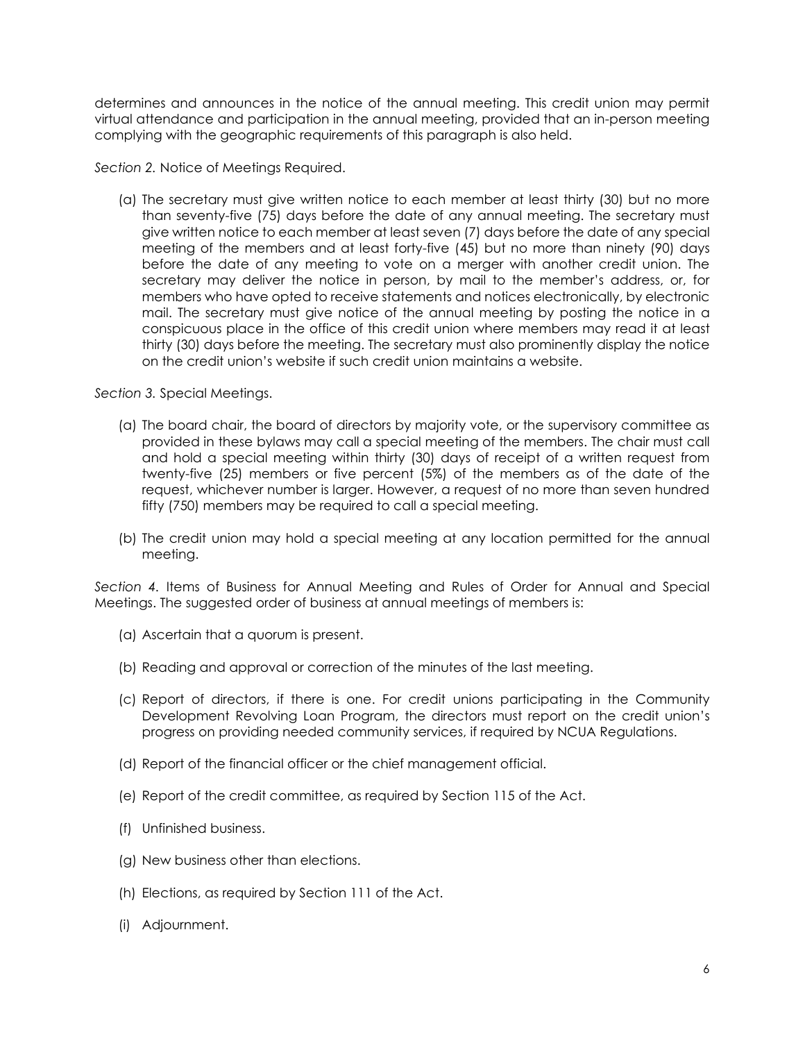determines and announces in the notice of the annual meeting. This credit union may permit virtual attendance and participation in the annual meeting, provided that an in-person meeting complying with the geographic requirements of this paragraph is also held.

*Section 2.* Notice of Meetings Required.

(a) The secretary must give written notice to each member at least thirty (30) but no more than seventy-five (75) days before the date of any annual meeting. The secretary must give written notice to each member at least seven (7) days before the date of any special meeting of the members and at least forty-five (45) but no more than ninety (90) days before the date of any meeting to vote on a merger with another credit union. The secretary may deliver the notice in person, by mail to the member's address, or, for members who have opted to receive statements and notices electronically, by electronic mail. The secretary must give notice of the annual meeting by posting the notice in a conspicuous place in the office of this credit union where members may read it at least thirty (30) days before the meeting. The secretary must also prominently display the notice on the credit union's website if such credit union maintains a website.

*Section 3.* Special Meetings.

(a) The board chair, the board of directors by majority vote, or the supervisory committee as provided in these bylaws may call a special meeting of the members. The chair must call and hold a special meeting within thirty (30) days of receipt of a written request from twenty-five (25) members or five percent (5%) of the members as of the date of the request, whichever number is larger. However, a request of no more than seven hundred fifty (750) members may be required to call a special meeting.

(b) The credit union may hold a special meeting at any location permitted for the annual meeting.

*Section 4.* Items of Business for Annual Meeting and Rules of Order for Annual and Special Meetings. The suggested order of business at annual meetings of members is:

(a) Ascertain that a quorum is present.

(b) Reading and approval or correction of the minutes of the last meeting.

(c) Report of directors, if there is one. For credit unions participating in the Community Development Revolving Loan Program, the directors must report on the credit union's progress on providing needed community services, if required by NCUA Regulations.

(d) Report of the financial officer or the chief management official.

(e) Report of the credit committee, as required by Section 115 of the Act.

(f) Unfinished business.

(g) New business other than elections.

(h) Elections, as required by Section 111 of the Act.

(i) Adjournment.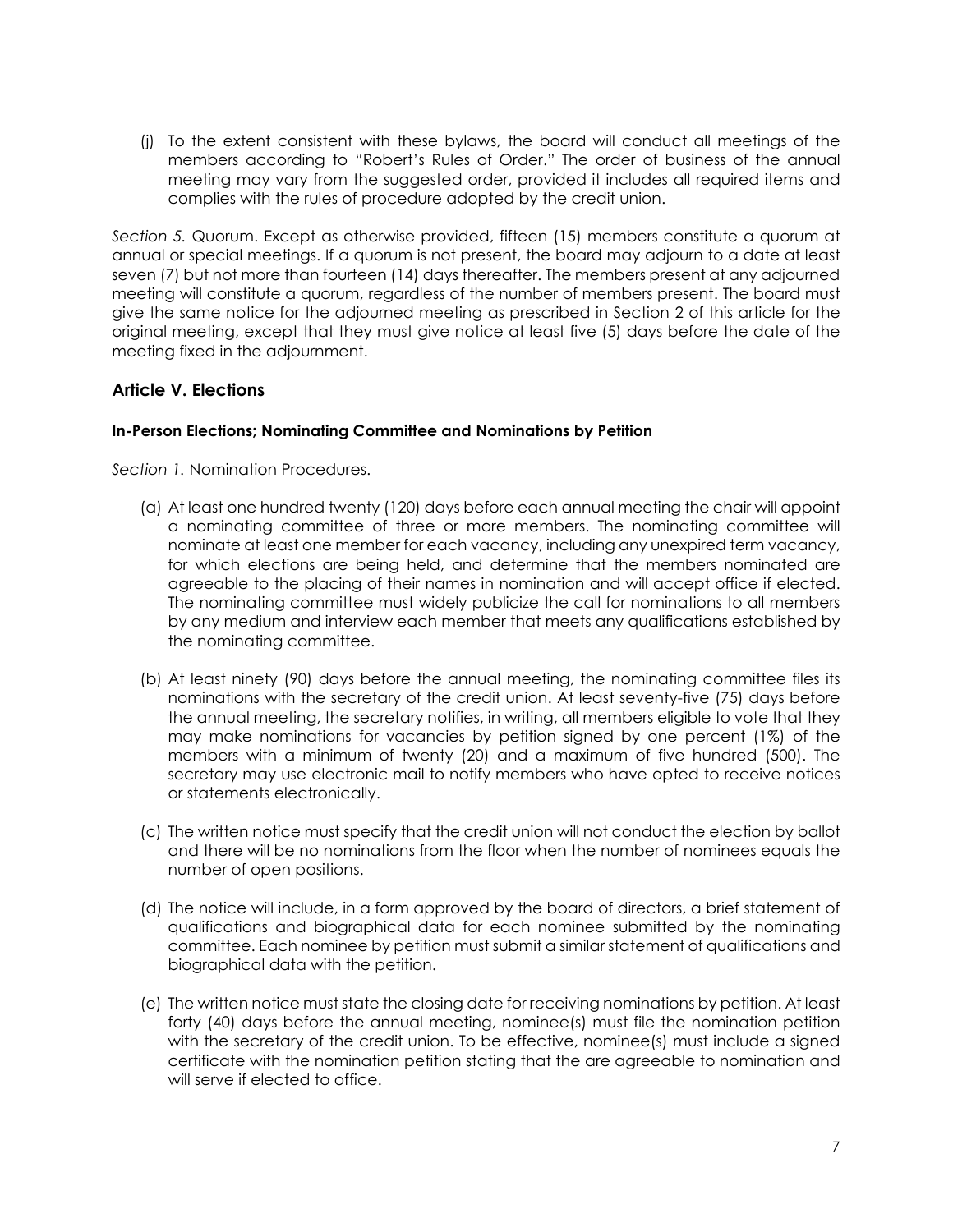(j) To the extent consistent with these bylaws, the board will conduct all meetings of the members according to "Robert's Rules of Order." The order of business of the annual meeting may vary from the suggested order, provided it includes all required items and complies with the rules of procedure adopted by the credit union.

*Section 5.* Quorum. Except as otherwise provided, fifteen (15) members constitute a quorum at annual or special meetings. If a quorum is not present, the board may adjourn to a date at least seven (7) but not more than fourteen (14) days thereafter. The members present at any adjourned meeting will constitute a quorum, regardless of the number of members present. The board must give the same notice for the adjourned meeting as prescribed in Section 2 of this article for the original meeting, except that they must give notice at least five (5) days before the date of the meeting fixed in the adjournment.

## Article V. Elections

#### In-Person Elections; Nominating Committee and Nominations by Petition

*Section 1.* Nomination Procedures.

(a) At least one hundred twenty (120) days before each annual meeting the chair will appoint a nominating committee of three or more members. The nominating committee will nominate at least one member for each vacancy, including any unexpired term vacancy, for which elections are being held, and determine that the members nominated are agreeable to the placing of their names in nomination and will accept office if elected. The nominating committee must widely publicize the call for nominations to all members by any medium and interview each member that meets any qualifications established by the nominating committee.

(b) At least ninety (90) days before the annual meeting, the nominating committee files its nominations with the secretary of the credit union. At least seventy-five (75) days before the annual meeting, the secretary notifies, in writing, all members eligible to vote that they may make nominations for vacancies by petition signed by one percent (1%) of the members with a minimum of twenty (20) and a maximum of five hundred (500). The secretary may use electronic mail to notify members who have opted to receive notices or statements electronically.

(c) The written notice must specify that the credit union will not conduct the election by ballot and there will be no nominations from the floor when the number of nominees equals the number of open positions.

(d) The notice will include, in a form approved by the board of directors, a brief statement of qualifications and biographical data for each nominee submitted by the nominating committee. Each nominee by petition must submit a similar statement of qualifications and biographical data with the petition.

(e) The written notice must state the closing date for receiving nominations by petition. At least forty (40) days before the annual meeting, nominee(s) must file the nomination petition with the secretary of the credit union. To be effective, nominee(s) must include a signed certificate with the nomination petition stating that the are agreeable to nomination and will serve if elected to office.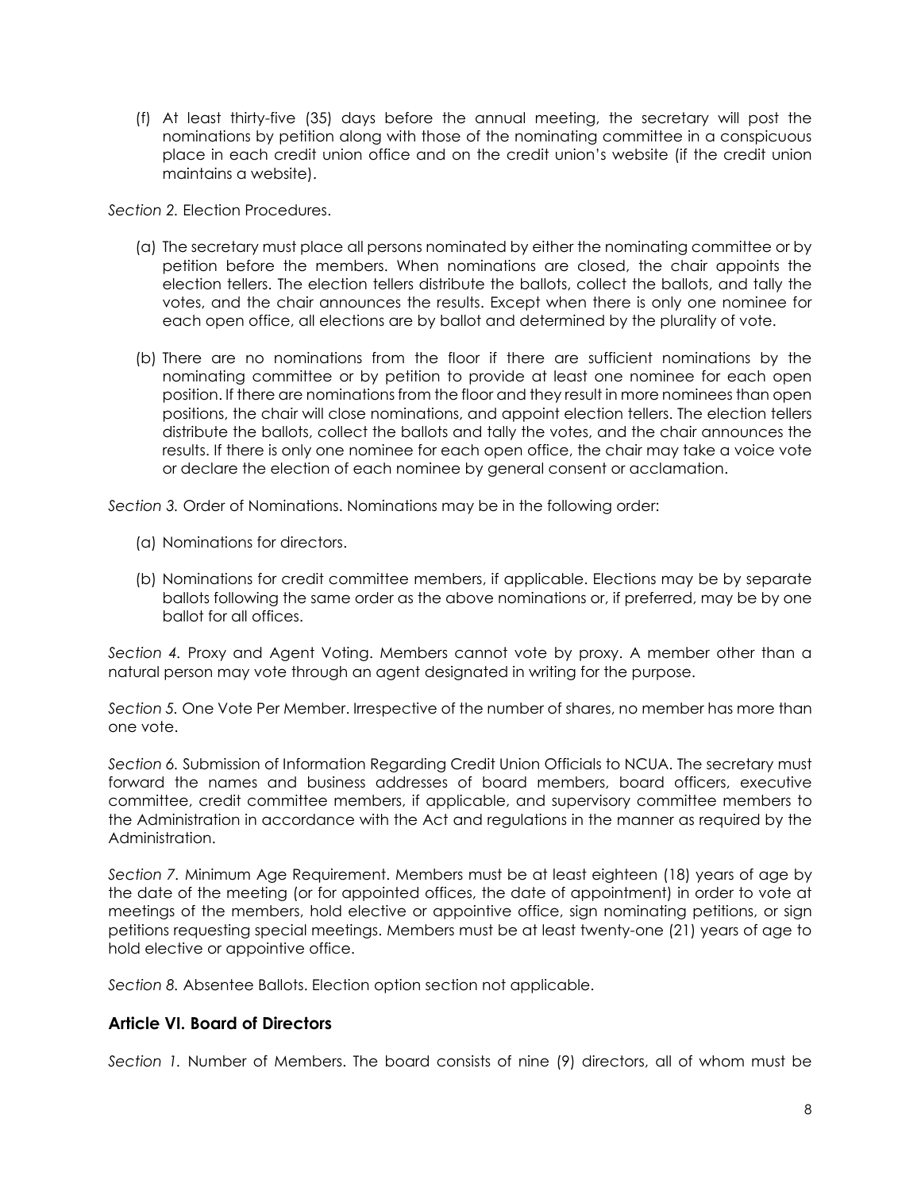(f) At least thirty-five (35) days before the annual meeting, the secretary will post the nominations by petition along with those of the nominating committee in a conspicuous place in each credit union office and on the credit union's website (if the credit union maintains a website).

*Section 2.* Election Procedures.

(a) The secretary must place all persons nominated by either the nominating committee or by petition before the members. When nominations are closed, the chair appoints the election tellers. The election tellers distribute the ballots, collect the ballots, and tally the votes, and the chair announces the results. Except when there is only one nominee for each open office, all elections are by ballot and determined by the plurality of vote.

(b) There are no nominations from the floor if there are sufficient nominations by the nominating committee or by petition to provide at least one nominee for each open position. If there are nominations from the floor and they result in more nominees than open positions, the chair will close nominations, and appoint election tellers. The election tellers distribute the ballots, collect the ballots and tally the votes, and the chair announces the results. If there is only one nominee for each open office, the chair may take a voice vote or declare the election of each nominee by general consent or acclamation.

*Section 3.* Order of Nominations. Nominations may be in the following order:

(a) Nominations for directors.

(b) Nominations for credit committee members, if applicable. Elections may be by separate ballots following the same order as the above nominations or, if preferred, may be by one ballot for all offices.

*Section 4.* Proxy and Agent Voting. Members cannot vote by proxy. A member other than a natural person may vote through an agent designated in writing for the purpose.

*Section 5.* One Vote Per Member. Irrespective of the number of shares, no member has more than one vote.

*Section 6.* Submission of Information Regarding Credit Union Officials to NCUA. The secretary must forward the names and business addresses of board members, board officers, executive committee, credit committee members, if applicable, and supervisory committee members to the Administration in accordance with the Act and regulations in the manner as required by the Administration.

*Section 7.* Minimum Age Requirement. Members must be at least eighteen (18) years of age by the date of the meeting (or for appointed offices, the date of appointment) in order to vote at meetings of the members, hold elective or appointive office, sign nominating petitions, or sign petitions requesting special meetings. Members must be at least twenty-one (21) years of age to hold elective or appointive office.

*Section 8.* Absentee Ballots. Election option section not applicable.

## Article VI. Board of Directors

*Section 1.* Number of Members. The board consists of nine (9) directors, all of whom must be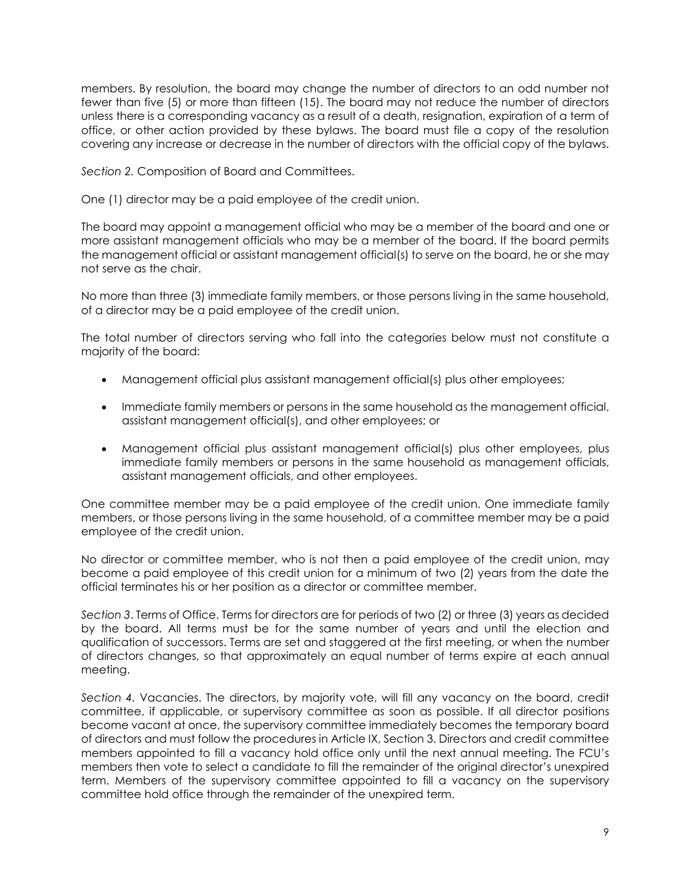members. By resolution, the board may change the number of directors to an odd number not fewer than five (5) or more than fifteen (15). The board may not reduce the number of directors unless there is a corresponding vacancy as a result of a death, resignation, expiration of a term of office, or other action provided by these bylaws. The board must file a copy of the resolution covering any increase or decrease in the number of directors with the official copy of the bylaws.

*Section 2.* Composition of Board and Committees.

One (1) director may be a paid employee of the credit union.

The board may appoint a management official who may be a member of the board and one or more assistant management officials who may be a member of the board. If the board permits the management official or assistant management official(s) to serve on the board, he or she may not serve as the chair.

No more than three (3) immediate family members, or those persons living in the same household, of a director may be a paid employee of the credit union.

The total number of directors serving who fall into the categories below must not constitute a majority of the board:

- Management official plus assistant management official(s) plus other employees;
- Immediate family members or persons in the same household as the management official, assistant management official(s), and other employees; or
- Management official plus assistant management official(s) plus other employees, plus immediate family members or persons in the same household as management officials, assistant management officials, and other employees.

One committee member may be a paid employee of the credit union. One immediate family members, or those persons living in the same household, of a committee member may be a paid employee of the credit union.

No director or committee member, who is not then a paid employee of the credit union, may become a paid employee of this credit union for a minimum of two (2) years from the date the official terminates his or her position as a director or committee member.

*Section 3*. Terms of Office. Terms for directors are for periods of two (2) or three (3) years as decided by the board. All terms must be for the same number of years and until the election and qualification of successors. Terms are set and staggered at the first meeting, or when the number of directors changes, so that approximately an equal number of terms expire at each annual meeting.

*Section 4.* Vacancies. The directors, by majority vote, will fill any vacancy on the board, credit committee, if applicable, or supervisory committee as soon as possible. If all director positions become vacant at once, the supervisory committee immediately becomes the temporary board of directors and must follow the procedures in Article IX, Section 3. Directors and credit committee members appointed to fill a vacancy hold office only until the next annual meeting. The FCU's members then vote to select a candidate to fill the remainder of the original director's unexpired term. Members of the supervisory committee appointed to fill a vacancy on the supervisory committee hold office through the remainder of the unexpired term.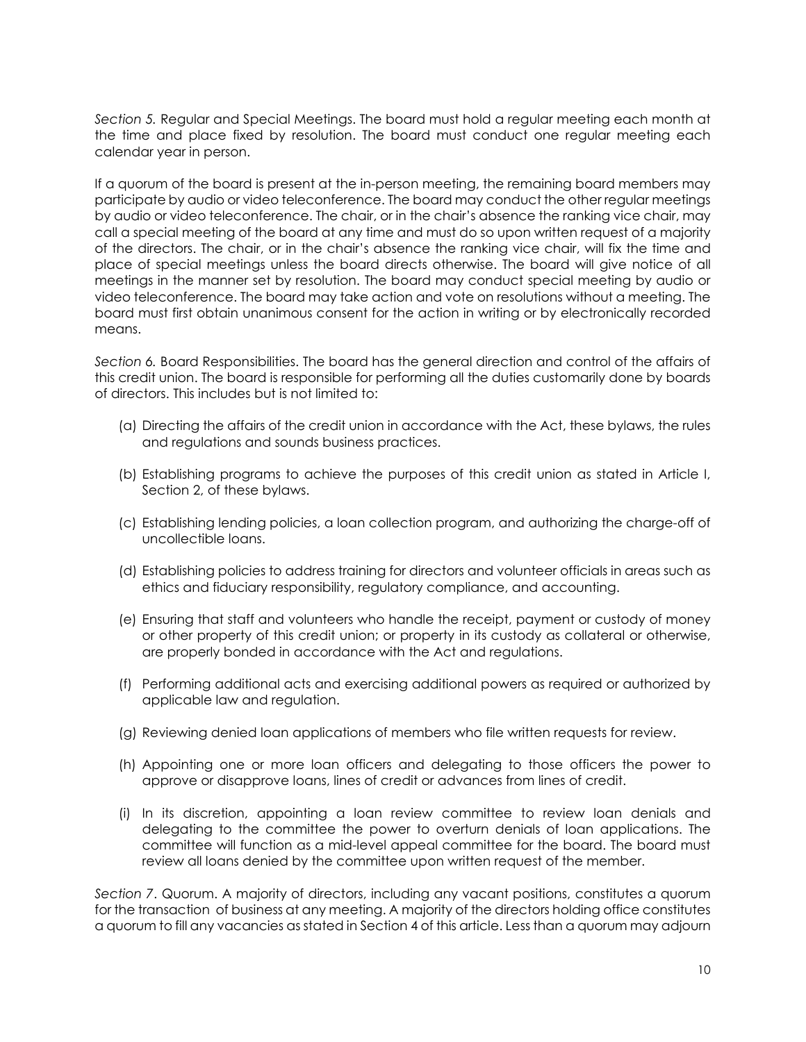*Section 5.* Regular and Special Meetings. The board must hold a regular meeting each month at the time and place fixed by resolution. The board must conduct one regular meeting each calendar year in person.

If a quorum of the board is present at the in-person meeting, the remaining board members may participate by audio or video teleconference. The board may conduct the other regular meetings by audio or video teleconference. The chair, or in the chair's absence the ranking vice chair, may call a special meeting of the board at any time and must do so upon written request of a majority of the directors. The chair, or in the chair's absence the ranking vice chair, will fix the time and place of special meetings unless the board directs otherwise. The board will give notice of all meetings in the manner set by resolution. The board may conduct special meeting by audio or video teleconference. The board may take action and vote on resolutions without a meeting. The board must first obtain unanimous consent for the action in writing or by electronically recorded means.

*Section 6.* Board Responsibilities. The board has the general direction and control of the affairs of this credit union. The board is responsible for performing all the duties customarily done by boards of directors. This includes but is not limited to:

(a) Directing the affairs of the credit union in accordance with the Act, these bylaws, the rules and regulations and sounds business practices.

(b) Establishing programs to achieve the purposes of this credit union as stated in Article I, Section 2, of these bylaws.

(c) Establishing lending policies, a loan collection program, and authorizing the charge-off of uncollectible loans.

(d) Establishing policies to address training for directors and volunteer officials in areas such as ethics and fiduciary responsibility, regulatory compliance, and accounting.

(e) Ensuring that staff and volunteers who handle the receipt, payment or custody of money or other property of this credit union; or property in its custody as collateral or otherwise, are properly bonded in accordance with the Act and regulations.

(f) Performing additional acts and exercising additional powers as required or authorized by applicable law and regulation.

(g) Reviewing denied loan applications of members who file written requests for review.

(h) Appointing one or more loan officers and delegating to those officers the power to approve or disapprove loans, lines of credit or advances from lines of credit.

(i) In its discretion, appointing a loan review committee to review loan denials and delegating to the committee the power to overturn denials of loan applications. The committee will function as a mid-level appeal committee for the board. The board must review all loans denied by the committee upon written request of the member.

*Section 7*. Quorum. A majority of directors, including any vacant positions, constitutes a quorum for the transaction of business at any meeting. A majority of the directors holding office constitutes a quorum to fill any vacancies as stated in Section 4 of this article. Less than a quorum may adjourn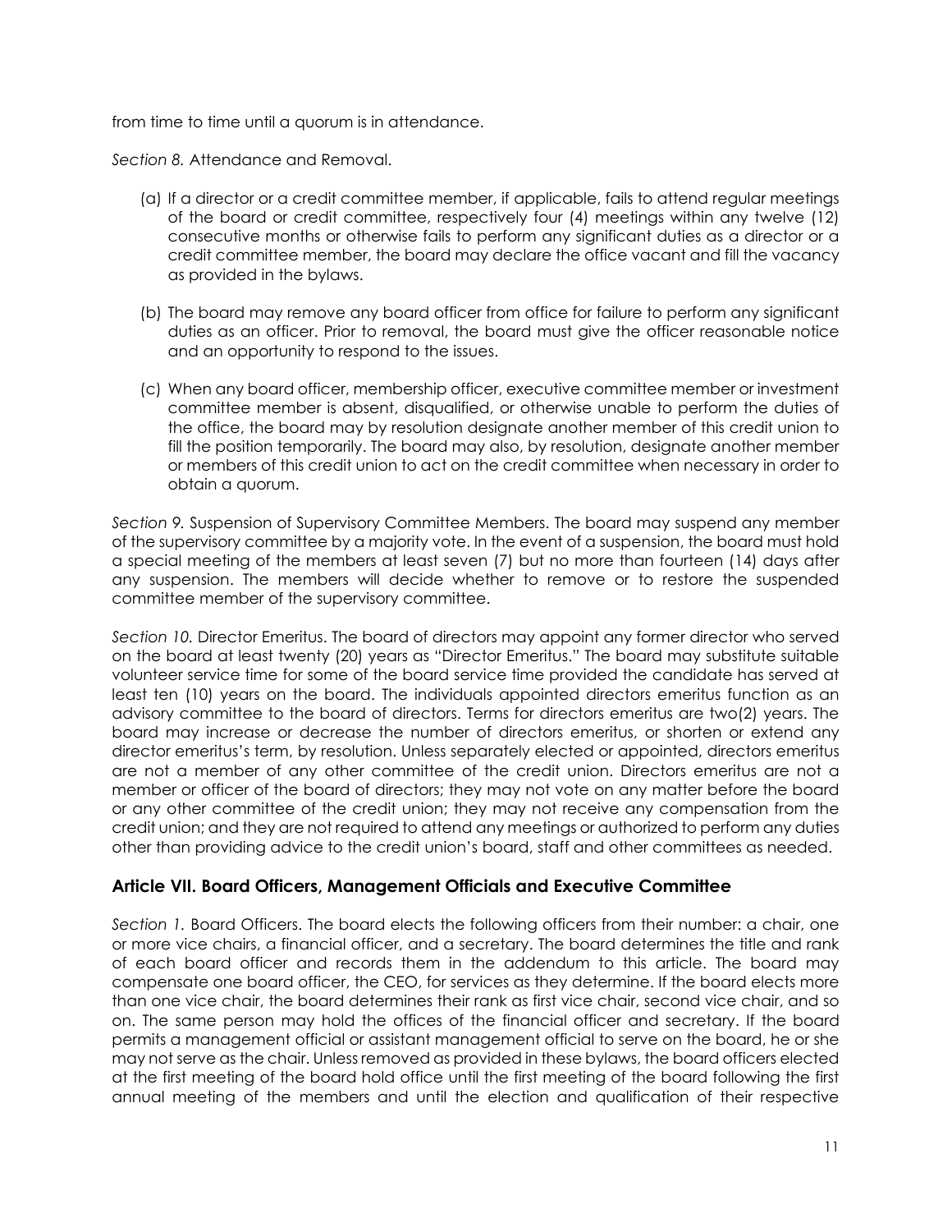from time to time until a quorum is in attendance.

*Section 8.* Attendance and Removal.

(a) If a director or a credit committee member, if applicable, fails to attend regular meetings of the board or credit committee, respectively four (4) meetings within any twelve (12) consecutive months or otherwise fails to perform any significant duties as a director or a credit committee member, the board may declare the office vacant and fill the vacancy as provided in the bylaws.

(b) The board may remove any board officer from office for failure to perform any significant duties as an officer. Prior to removal, the board must give the officer reasonable notice and an opportunity to respond to the issues.

(c) When any board officer, membership officer, executive committee member or investment committee member is absent, disqualified, or otherwise unable to perform the duties of the office, the board may by resolution designate another member of this credit union to fill the position temporarily. The board may also, by resolution, designate another member or members of this credit union to act on the credit committee when necessary in order to obtain a quorum.

*Section 9.* Suspension of Supervisory Committee Members. The board may suspend any member of the supervisory committee by a majority vote. In the event of a suspension, the board must hold a special meeting of the members at least seven (7) but no more than fourteen (14) days after any suspension. The members will decide whether to remove or to restore the suspended committee member of the supervisory committee.

*Section 10.* Director Emeritus. The board of directors may appoint any former director who served on the board at least twenty (20) years as "Director Emeritus." The board may substitute suitable volunteer service time for some of the board service time provided the candidate has served at least ten (10) years on the board. The individuals appointed directors emeritus function as an advisory committee to the board of directors. Terms for directors emeritus are two(2) years. The board may increase or decrease the number of directors emeritus, or shorten or extend any director emeritus's term, by resolution. Unless separately elected or appointed, directors emeritus are not a member of any other committee of the credit union. Directors emeritus are not a member or officer of the board of directors; they may not vote on any matter before the board or any other committee of the credit union; they may not receive any compensation from the credit union; and they are not required to attend any meetings or authorized to perform any duties other than providing advice to the credit union's board, staff and other committees as needed.

## Article VII. Board Officers, Management Officials and Executive Committee

*Section 1.* Board Officers. The board elects the following officers from their number: a chair, one or more vice chairs, a financial officer, and a secretary. The board determines the title and rank of each board officer and records them in the addendum to this article. The board may compensate one board officer, the CEO, for services as they determine. If the board elects more than one vice chair, the board determines their rank as first vice chair, second vice chair, and so on. The same person may hold the offices of the financial officer and secretary. If the board permits a management official or assistant management official to serve on the board, he or she may not serve as the chair. Unless removed as provided in these bylaws, the board officers elected at the first meeting of the board hold office until the first meeting of the board following the first annual meeting of the members and until the election and qualification of their respective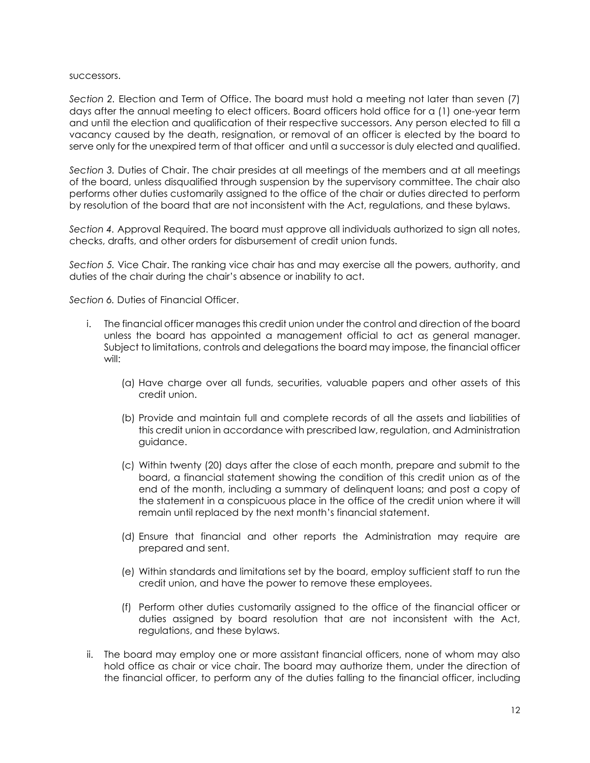successors.

*Section 2.* Election and Term of Office. The board must hold a meeting not later than seven (7) days after the annual meeting to elect officers. Board officers hold office for a (1) one-year term and until the election and qualification of their respective successors. Any person elected to fill a vacancy caused by the death, resignation, or removal of an officer is elected by the board to serve only for the unexpired term of that officer and until a successor is duly elected and qualified.

*Section 3.* Duties of Chair. The chair presides at all meetings of the members and at all meetings of the board, unless disqualified through suspension by the supervisory committee. The chair also performs other duties customarily assigned to the office of the chair or duties directed to perform by resolution of the board that are not inconsistent with the Act, regulations, and these bylaws.

*Section 4.* Approval Required. The board must approve all individuals authorized to sign all notes, checks, drafts, and other orders for disbursement of credit union funds.

*Section 5.* Vice Chair. The ranking vice chair has and may exercise all the powers, authority, and duties of the chair during the chair's absence or inability to act.

*Section 6.* Duties of Financial Officer.

i. The financial officer manages this credit union under the control and direction of the board unless the board has appointed a management official to act as general manager. Subject to limitations, controls and delegations the board may impose, the financial officer will:

    (a) Have charge over all funds, securities, valuable papers and other assets of this credit union.

    (b) Provide and maintain full and complete records of all the assets and liabilities of this credit union in accordance with prescribed law, regulation, and Administration guidance.

    (c) Within twenty (20) days after the close of each month, prepare and submit to the board, a financial statement showing the condition of this credit union as of the end of the month, including a summary of delinquent loans; and post a copy of the statement in a conspicuous place in the office of the credit union where it will remain until replaced by the next month's financial statement.

    (d) Ensure that financial and other reports the Administration may require are prepared and sent.

    (e) Within standards and limitations set by the board, employ sufficient staff to run the credit union, and have the power to remove these employees.

    (f) Perform other duties customarily assigned to the office of the financial officer or duties assigned by board resolution that are not inconsistent with the Act, regulations, and these bylaws.

ii. The board may employ one or more assistant financial officers, none of whom may also hold office as chair or vice chair. The board may authorize them, under the direction of the financial officer, to perform any of the duties falling to the financial officer, including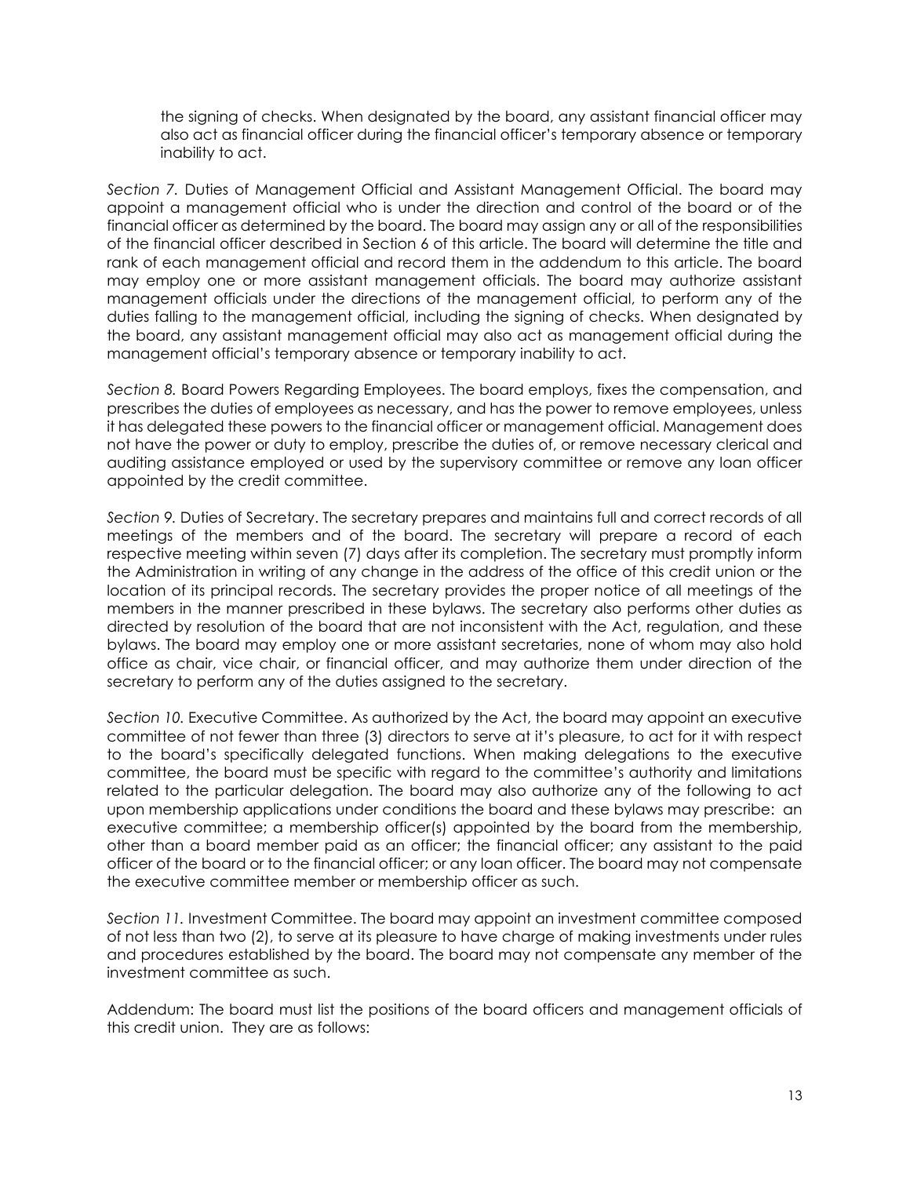the signing of checks. When designated by the board, any assistant financial officer may also act as financial officer during the financial officer's temporary absence or temporary inability to act.

*Section 7.* Duties of Management Official and Assistant Management Official. The board may appoint a management official who is under the direction and control of the board or of the financial officer as determined by the board. The board may assign any or all of the responsibilities of the financial officer described in Section 6 of this article. The board will determine the title and rank of each management official and record them in the addendum to this article. The board may employ one or more assistant management officials. The board may authorize assistant management officials under the directions of the management official, to perform any of the duties falling to the management official, including the signing of checks. When designated by the board, any assistant management official may also act as management official during the management official's temporary absence or temporary inability to act.

*Section 8.* Board Powers Regarding Employees. The board employs, fixes the compensation, and prescribes the duties of employees as necessary, and has the power to remove employees, unless it has delegated these powers to the financial officer or management official. Management does not have the power or duty to employ, prescribe the duties of, or remove necessary clerical and auditing assistance employed or used by the supervisory committee or remove any loan officer appointed by the credit committee.

*Section 9.* Duties of Secretary. The secretary prepares and maintains full and correct records of all meetings of the members and of the board. The secretary will prepare a record of each respective meeting within seven (7) days after its completion. The secretary must promptly inform the Administration in writing of any change in the address of the office of this credit union or the location of its principal records. The secretary provides the proper notice of all meetings of the members in the manner prescribed in these bylaws. The secretary also performs other duties as directed by resolution of the board that are not inconsistent with the Act, regulation, and these bylaws. The board may employ one or more assistant secretaries, none of whom may also hold office as chair, vice chair, or financial officer, and may authorize them under direction of the secretary to perform any of the duties assigned to the secretary.

*Section 10.* Executive Committee. As authorized by the Act, the board may appoint an executive committee of not fewer than three (3) directors to serve at it's pleasure, to act for it with respect to the board's specifically delegated functions. When making delegations to the executive committee, the board must be specific with regard to the committee's authority and limitations related to the particular delegation. The board may also authorize any of the following to act upon membership applications under conditions the board and these bylaws may prescribe: an executive committee; a membership officer(s) appointed by the board from the membership, other than a board member paid as an officer; the financial officer; any assistant to the paid officer of the board or to the financial officer; or any loan officer. The board may not compensate the executive committee member or membership officer as such.

*Section 11.* Investment Committee. The board may appoint an investment committee composed of not less than two (2), to serve at its pleasure to have charge of making investments under rules and procedures established by the board. The board may not compensate any member of the investment committee as such.

Addendum: The board must list the positions of the board officers and management officials of this credit union. They are as follows: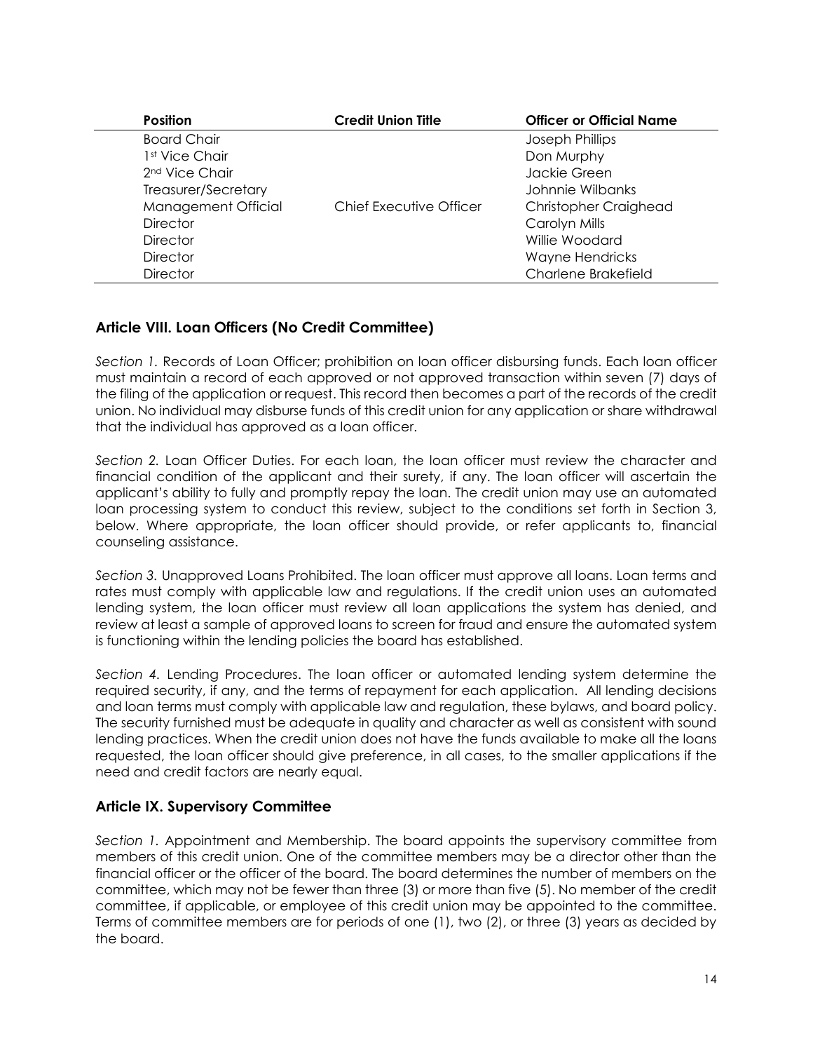| Position | Credit Union Title | Officer or Official Name |
| --- | --- | --- |
| Board Chair | | Joseph Phillips |
| 1st Vice Chair | | Don Murphy |
| 2nd Vice Chair | | Jackie Green |
| Treasurer/Secretary | | Johnnie Wilbanks |
| Management Official | Chief Executive Officer | Christopher Craighead |
| Director | | Carolyn Mills |
| Director | | Willie Woodard |
| Director | | Wayne Hendricks |
| Director | | Charlene Brakefield |

## Article VIII. Loan Officers (No Credit Committee)

*Section 1.* Records of Loan Officer; prohibition on loan officer disbursing funds. Each loan officer must maintain a record of each approved or not approved transaction within seven (7) days of the filing of the application or request. This record then becomes a part of the records of the credit union. No individual may disburse funds of this credit union for any application or share withdrawal that the individual has approved as a loan officer.

*Section 2.* Loan Officer Duties. For each loan, the loan officer must review the character and financial condition of the applicant and their surety, if any. The loan officer will ascertain the applicant's ability to fully and promptly repay the loan. The credit union may use an automated loan processing system to conduct this review, subject to the conditions set forth in Section 3, below. Where appropriate, the loan officer should provide, or refer applicants to, financial counseling assistance.

*Section 3.* Unapproved Loans Prohibited. The loan officer must approve all loans. Loan terms and rates must comply with applicable law and regulations. If the credit union uses an automated lending system, the loan officer must review all loan applications the system has denied, and review at least a sample of approved loans to screen for fraud and ensure the automated system is functioning within the lending policies the board has established.

*Section 4.* Lending Procedures. The loan officer or automated lending system determine the required security, if any, and the terms of repayment for each application. All lending decisions and loan terms must comply with applicable law and regulation, these bylaws, and board policy. The security furnished must be adequate in quality and character as well as consistent with sound lending practices. When the credit union does not have the funds available to make all the loans requested, the loan officer should give preference, in all cases, to the smaller applications if the need and credit factors are nearly equal.

## Article IX. Supervisory Committee

*Section 1.* Appointment and Membership. The board appoints the supervisory committee from members of this credit union. One of the committee members may be a director other than the financial officer or the officer of the board. The board determines the number of members on the committee, which may not be fewer than three (3) or more than five (5). No member of the credit committee, if applicable, or employee of this credit union may be appointed to the committee. Terms of committee members are for periods of one (1), two (2), or three (3) years as decided by the board.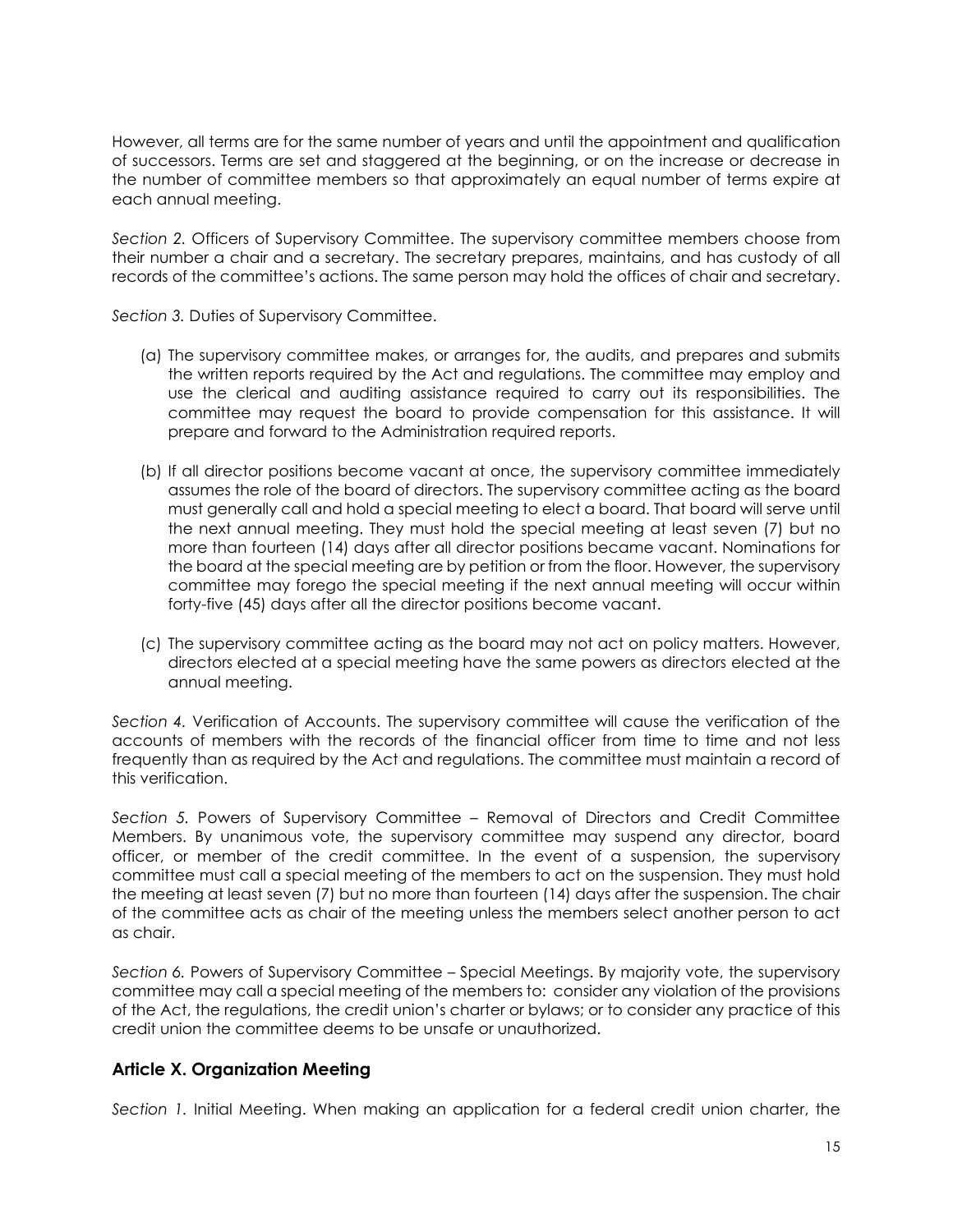However, all terms are for the same number of years and until the appointment and qualification of successors. Terms are set and staggered at the beginning, or on the increase or decrease in the number of committee members so that approximately an equal number of terms expire at each annual meeting.

*Section 2.* Officers of Supervisory Committee. The supervisory committee members choose from their number a chair and a secretary. The secretary prepares, maintains, and has custody of all records of the committee's actions. The same person may hold the offices of chair and secretary.

*Section 3.* Duties of Supervisory Committee.

(a) The supervisory committee makes, or arranges for, the audits, and prepares and submits the written reports required by the Act and regulations. The committee may employ and use the clerical and auditing assistance required to carry out its responsibilities. The committee may request the board to provide compensation for this assistance. It will prepare and forward to the Administration required reports.

(b) If all director positions become vacant at once, the supervisory committee immediately assumes the role of the board of directors. The supervisory committee acting as the board must generally call and hold a special meeting to elect a board. That board will serve until the next annual meeting. They must hold the special meeting at least seven (7) but no more than fourteen (14) days after all director positions became vacant. Nominations for the board at the special meeting are by petition or from the floor. However, the supervisory committee may forego the special meeting if the next annual meeting will occur within forty-five (45) days after all the director positions become vacant.

(c) The supervisory committee acting as the board may not act on policy matters. However, directors elected at a special meeting have the same powers as directors elected at the annual meeting.

*Section 4.* Verification of Accounts. The supervisory committee will cause the verification of the accounts of members with the records of the financial officer from time to time and not less frequently than as required by the Act and regulations. The committee must maintain a record of this verification.

*Section 5.* Powers of Supervisory Committee – Removal of Directors and Credit Committee Members. By unanimous vote, the supervisory committee may suspend any director, board officer, or member of the credit committee. In the event of a suspension, the supervisory committee must call a special meeting of the members to act on the suspension. They must hold the meeting at least seven (7) but no more than fourteen (14) days after the suspension. The chair of the committee acts as chair of the meeting unless the members select another person to act as chair.

*Section 6.* Powers of Supervisory Committee – Special Meetings. By majority vote, the supervisory committee may call a special meeting of the members to: consider any violation of the provisions of the Act, the regulations, the credit union's charter or bylaws; or to consider any practice of this credit union the committee deems to be unsafe or unauthorized.

## Article X. Organization Meeting

*Section 1.* Initial Meeting. When making an application for a federal credit union charter, the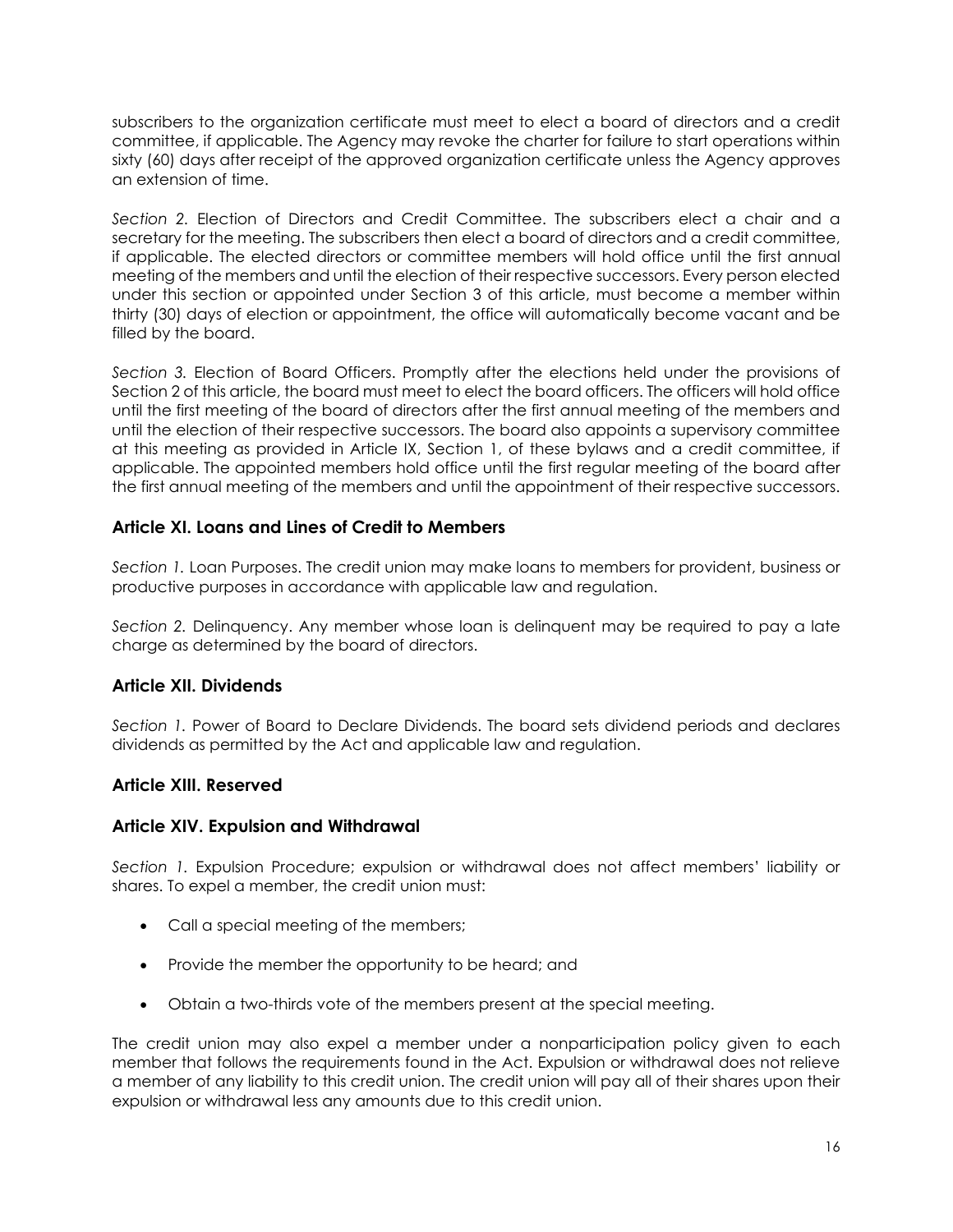subscribers to the organization certificate must meet to elect a board of directors and a credit committee, if applicable. The Agency may revoke the charter for failure to start operations within sixty (60) days after receipt of the approved organization certificate unless the Agency approves an extension of time.

*Section 2.* Election of Directors and Credit Committee. The subscribers elect a chair and a secretary for the meeting. The subscribers then elect a board of directors and a credit committee, if applicable. The elected directors or committee members will hold office until the first annual meeting of the members and until the election of their respective successors. Every person elected under this section or appointed under Section 3 of this article, must become a member within thirty (30) days of election or appointment, the office will automatically become vacant and be filled by the board.

*Section 3.* Election of Board Officers. Promptly after the elections held under the provisions of Section 2 of this article, the board must meet to elect the board officers. The officers will hold office until the first meeting of the board of directors after the first annual meeting of the members and until the election of their respective successors. The board also appoints a supervisory committee at this meeting as provided in Article IX, Section 1, of these bylaws and a credit committee, if applicable. The appointed members hold office until the first regular meeting of the board after the first annual meeting of the members and until the appointment of their respective successors.

## Article XI. Loans and Lines of Credit to Members

*Section 1.* Loan Purposes. The credit union may make loans to members for provident, business or productive purposes in accordance with applicable law and regulation.

*Section 2.* Delinquency. Any member whose loan is delinquent may be required to pay a late charge as determined by the board of directors.

## Article XII. Dividends

*Section 1.* Power of Board to Declare Dividends. The board sets dividend periods and declares dividends as permitted by the Act and applicable law and regulation.

## Article XIII. Reserved

## Article XIV. Expulsion and Withdrawal

*Section 1.* Expulsion Procedure; expulsion or withdrawal does not affect members' liability or shares. To expel a member, the credit union must:

- Call a special meeting of the members;
- Provide the member the opportunity to be heard; and
- Obtain a two-thirds vote of the members present at the special meeting.

The credit union may also expel a member under a nonparticipation policy given to each member that follows the requirements found in the Act. Expulsion or withdrawal does not relieve a member of any liability to this credit union. The credit union will pay all of their shares upon their expulsion or withdrawal less any amounts due to this credit union.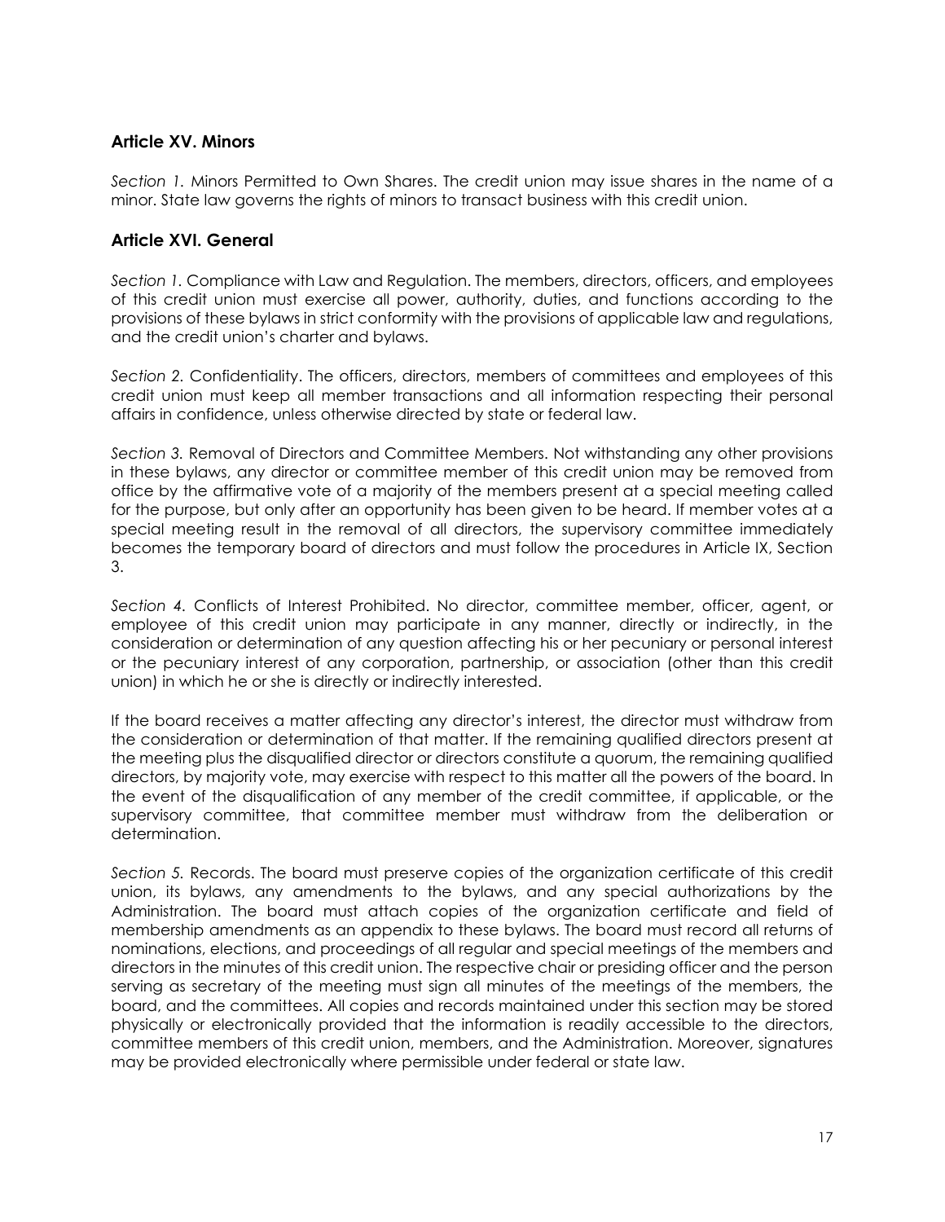## Article XV. Minors

*Section 1.* Minors Permitted to Own Shares. The credit union may issue shares in the name of a minor. State law governs the rights of minors to transact business with this credit union.

## Article XVI. General

*Section 1.* Compliance with Law and Regulation. The members, directors, officers, and employees of this credit union must exercise all power, authority, duties, and functions according to the provisions of these bylaws in strict conformity with the provisions of applicable law and regulations, and the credit union's charter and bylaws.

*Section 2.* Confidentiality. The officers, directors, members of committees and employees of this credit union must keep all member transactions and all information respecting their personal affairs in confidence, unless otherwise directed by state or federal law.

*Section 3.* Removal of Directors and Committee Members. Not withstanding any other provisions in these bylaws, any director or committee member of this credit union may be removed from office by the affirmative vote of a majority of the members present at a special meeting called for the purpose, but only after an opportunity has been given to be heard. If member votes at a special meeting result in the removal of all directors, the supervisory committee immediately becomes the temporary board of directors and must follow the procedures in Article IX, Section 3.

*Section 4.* Conflicts of Interest Prohibited. No director, committee member, officer, agent, or employee of this credit union may participate in any manner, directly or indirectly, in the consideration or determination of any question affecting his or her pecuniary or personal interest or the pecuniary interest of any corporation, partnership, or association (other than this credit union) in which he or she is directly or indirectly interested.

If the board receives a matter affecting any director's interest, the director must withdraw from the consideration or determination of that matter. If the remaining qualified directors present at the meeting plus the disqualified director or directors constitute a quorum, the remaining qualified directors, by majority vote, may exercise with respect to this matter all the powers of the board. In the event of the disqualification of any member of the credit committee, if applicable, or the supervisory committee, that committee member must withdraw from the deliberation or determination.

*Section 5.* Records. The board must preserve copies of the organization certificate of this credit union, its bylaws, any amendments to the bylaws, and any special authorizations by the Administration. The board must attach copies of the organization certificate and field of membership amendments as an appendix to these bylaws. The board must record all returns of nominations, elections, and proceedings of all regular and special meetings of the members and directors in the minutes of this credit union. The respective chair or presiding officer and the person serving as secretary of the meeting must sign all minutes of the meetings of the members, the board, and the committees. All copies and records maintained under this section may be stored physically or electronically provided that the information is readily accessible to the directors, committee members of this credit union, members, and the Administration. Moreover, signatures may be provided electronically where permissible under federal or state law.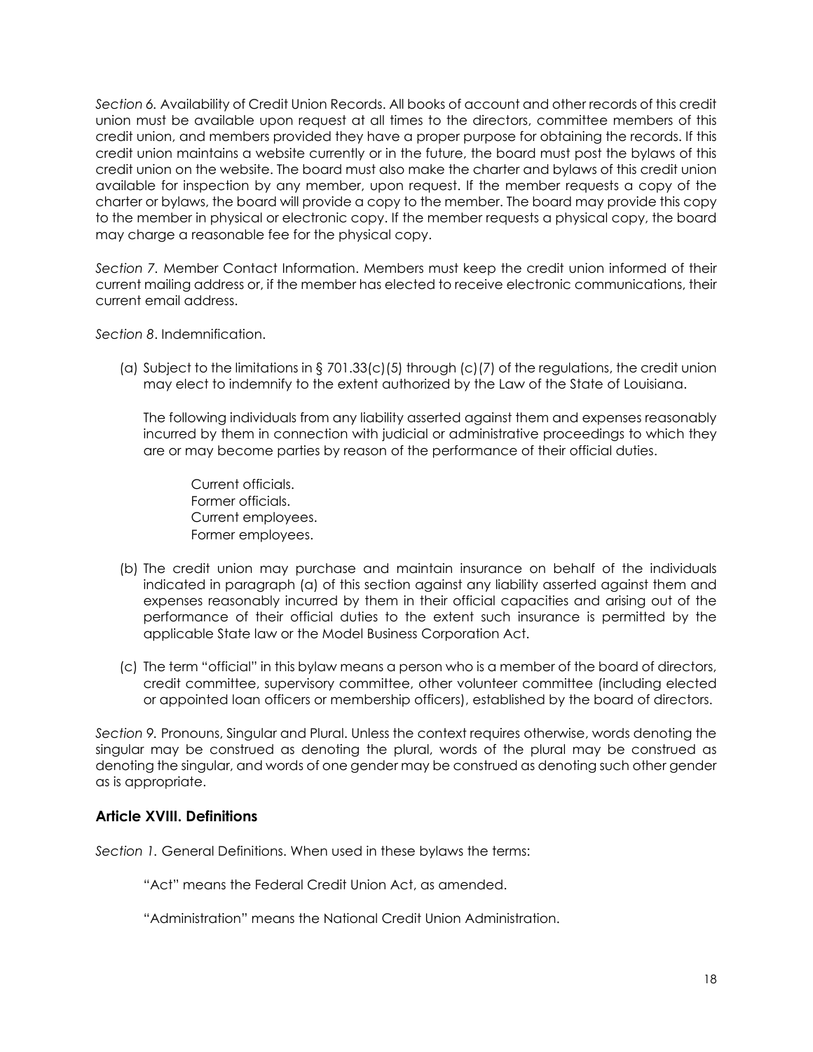*Section 6.* Availability of Credit Union Records. All books of account and other records of this credit union must be available upon request at all times to the directors, committee members of this credit union, and members provided they have a proper purpose for obtaining the records. If this credit union maintains a website currently or in the future, the board must post the bylaws of this credit union on the website. The board must also make the charter and bylaws of this credit union available for inspection by any member, upon request. If the member requests a copy of the charter or bylaws, the board will provide a copy to the member. The board may provide this copy to the member in physical or electronic copy. If the member requests a physical copy, the board may charge a reasonable fee for the physical copy.

*Section 7.* Member Contact Information. Members must keep the credit union informed of their current mailing address or, if the member has elected to receive electronic communications, their current email address.

*Section 8*. Indemnification.

(a) Subject to the limitations in § 701.33(c)(5) through (c)(7) of the regulations, the credit union may elect to indemnify to the extent authorized by the Law of the State of Louisiana.

   The following individuals from any liability asserted against them and expenses reasonably incurred by them in connection with judicial or administrative proceedings to which they are or may become parties by reason of the performance of their official duties.

   Current officials.
   Former officials.
   Current employees.
   Former employees.

(b) The credit union may purchase and maintain insurance on behalf of the individuals indicated in paragraph (a) of this section against any liability asserted against them and expenses reasonably incurred by them in their official capacities and arising out of the performance of their official duties to the extent such insurance is permitted by the applicable State law or the Model Business Corporation Act.

(c) The term "official" in this bylaw means a person who is a member of the board of directors, credit committee, supervisory committee, other volunteer committee (including elected or appointed loan officers or membership officers), established by the board of directors.

*Section 9.* Pronouns, Singular and Plural. Unless the context requires otherwise, words denoting the singular may be construed as denoting the plural, words of the plural may be construed as denoting the singular, and words of one gender may be construed as denoting such other gender as is appropriate.

## Article XVIII. Definitions

*Section 1.* General Definitions. When used in these bylaws the terms:

"Act" means the Federal Credit Union Act, as amended.

"Administration" means the National Credit Union Administration.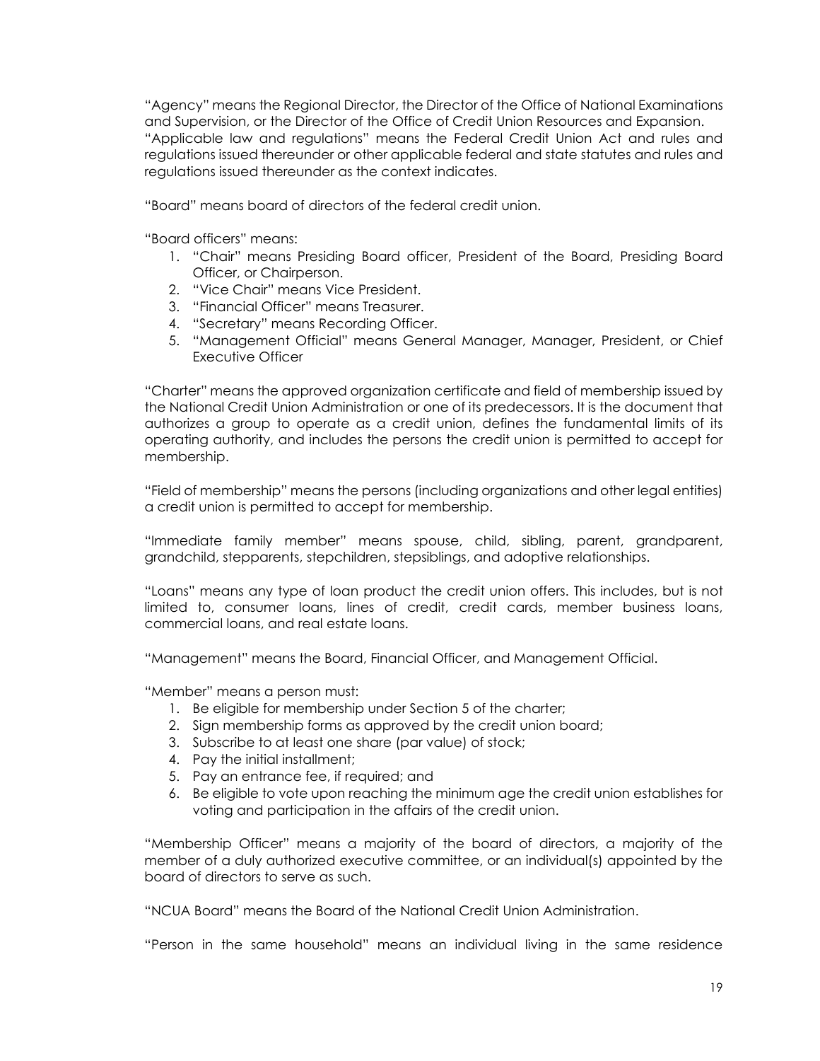“Agency” means the Regional Director, the Director of the Office of National Examinations and Supervision, or the Director of the Office of Credit Union Resources and Expansion.
“Applicable law and regulations” means the Federal Credit Union Act and rules and regulations issued thereunder or other applicable federal and state statutes and rules and regulations issued thereunder as the context indicates.

“Board” means board of directors of the federal credit union.

“Board officers” means:

1. “Chair” means Presiding Board officer, President of the Board, Presiding Board Officer, or Chairperson.
2. “Vice Chair” means Vice President.
3. “Financial Officer” means Treasurer.
4. “Secretary” means Recording Officer.
5. “Management Official” means General Manager, Manager, President, or Chief Executive Officer

“Charter” means the approved organization certificate and field of membership issued by the National Credit Union Administration or one of its predecessors. It is the document that authorizes a group to operate as a credit union, defines the fundamental limits of its operating authority, and includes the persons the credit union is permitted to accept for membership.

“Field of membership” means the persons (including organizations and other legal entities) a credit union is permitted to accept for membership.

“Immediate family member” means spouse, child, sibling, parent, grandparent, grandchild, stepparents, stepchildren, stepsiblings, and adoptive relationships.

“Loans” means any type of loan product the credit union offers. This includes, but is not limited to, consumer loans, lines of credit, credit cards, member business loans, commercial loans, and real estate loans.

“Management” means the Board, Financial Officer, and Management Official.

“Member” means a person must:

1. Be eligible for membership under Section 5 of the charter;
2. Sign membership forms as approved by the credit union board;
3. Subscribe to at least one share (par value) of stock;
4. Pay the initial installment;
5. Pay an entrance fee, if required; and
6. Be eligible to vote upon reaching the minimum age the credit union establishes for voting and participation in the affairs of the credit union.

“Membership Officer” means a majority of the board of directors, a majority of the member of a duly authorized executive committee, or an individual(s) appointed by the board of directors to serve as such.

“NCUA Board” means the Board of the National Credit Union Administration.

“Person in the same household” means an individual living in the same residence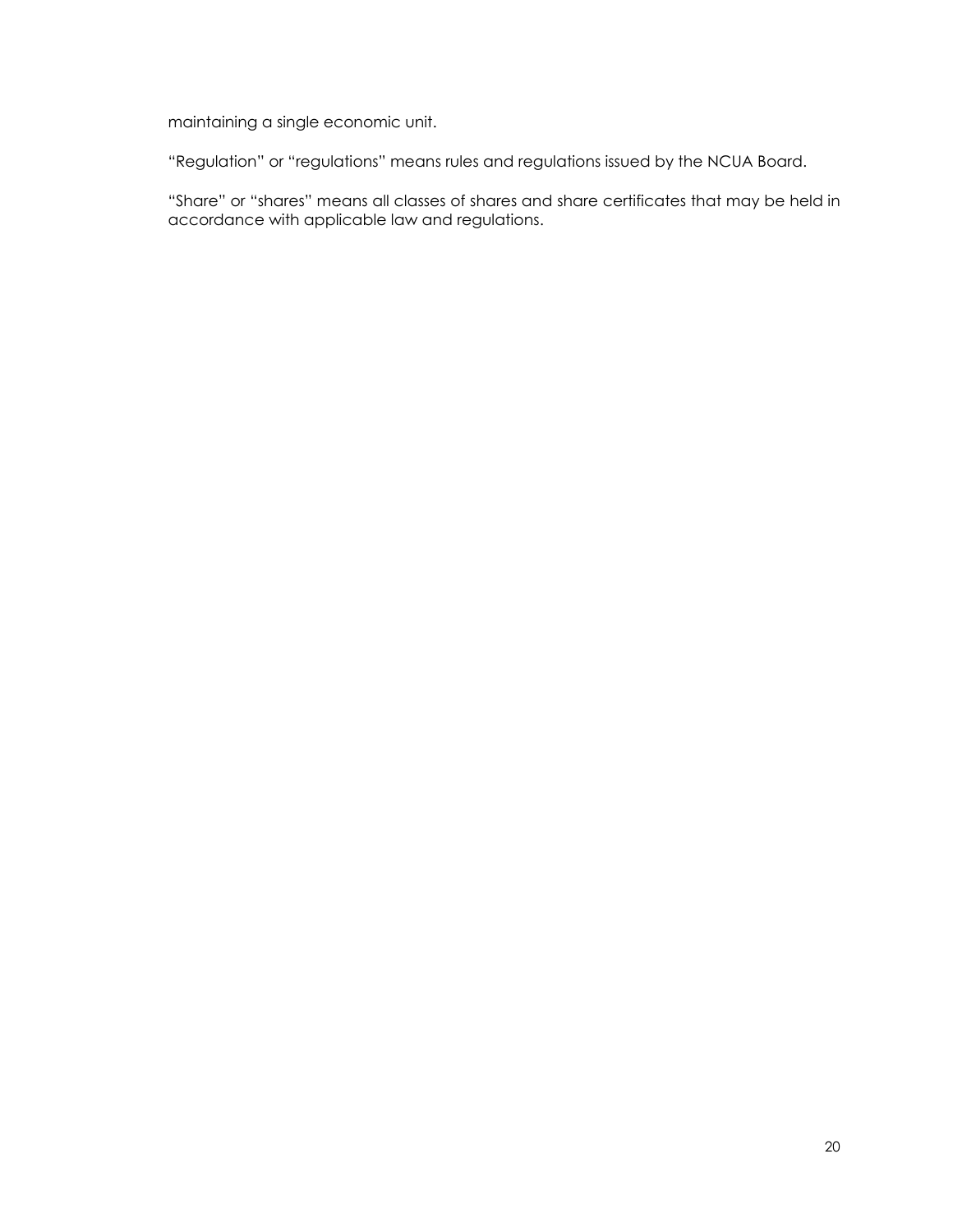maintaining a single economic unit.

"Regulation" or "regulations" means rules and regulations issued by the NCUA Board.

"Share" or "shares" means all classes of shares and share certificates that may be held in accordance with applicable law and regulations.